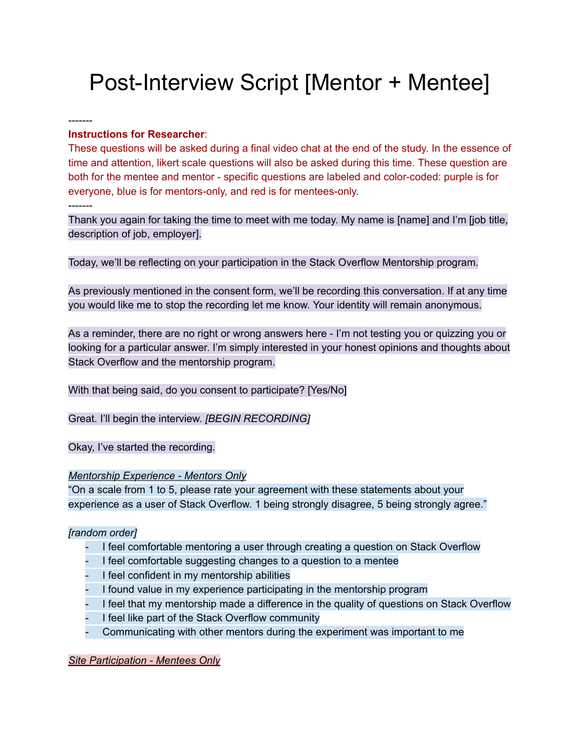# Post-Interview Script [Mentor + Mentee]

-------

**Instructions for Researcher**:

These questions will be asked during a final video chat at the end of the study. In the essence of time and attention, likert scale questions will also be asked during this time. These question are both for the mentee and mentor - specific questions are labeled and color-coded: purple is for everyone, blue is for mentors-only, and red is for mentees-only.

-------

Thank you again for taking the time to meet with me today. My name is [name] and I'm [job title, description of job, employer].

Today, we'll be reflecting on your participation in the Stack Overflow Mentorship program.

As previously mentioned in the consent form, we'll be recording this conversation. If at any time you would like me to stop the recording let me know. Your identity will remain anonymous.

As a reminder, there are no right or wrong answers here - I'm not testing you or quizzing you or looking for a particular answer. I'm simply interested in your honest opinions and thoughts about Stack Overflow and the mentorship program.

With that being said, do you consent to participate? [Yes/No]

Great. I'll begin the interview. *[BEGIN RECORDING]*

Okay, I've started the recording.

*Mentorship Experience - Mentors Only*

"On a scale from 1 to 5, please rate your agreement with these statements about your experience as a user of Stack Overflow. 1 being strongly disagree, 5 being strongly agree."

*[random order]*

- I feel comfortable mentoring a user through creating a question on Stack Overflow
- I feel comfortable suggesting changes to a question to a mentee
- I feel confident in my mentorship abilities
- I found value in my experience participating in the mentorship program
- I feel that my mentorship made a difference in the quality of questions on Stack Overflow
- I feel like part of the Stack Overflow community
- Communicating with other mentors during the experiment was important to me

*Site Participation - Mentees Only*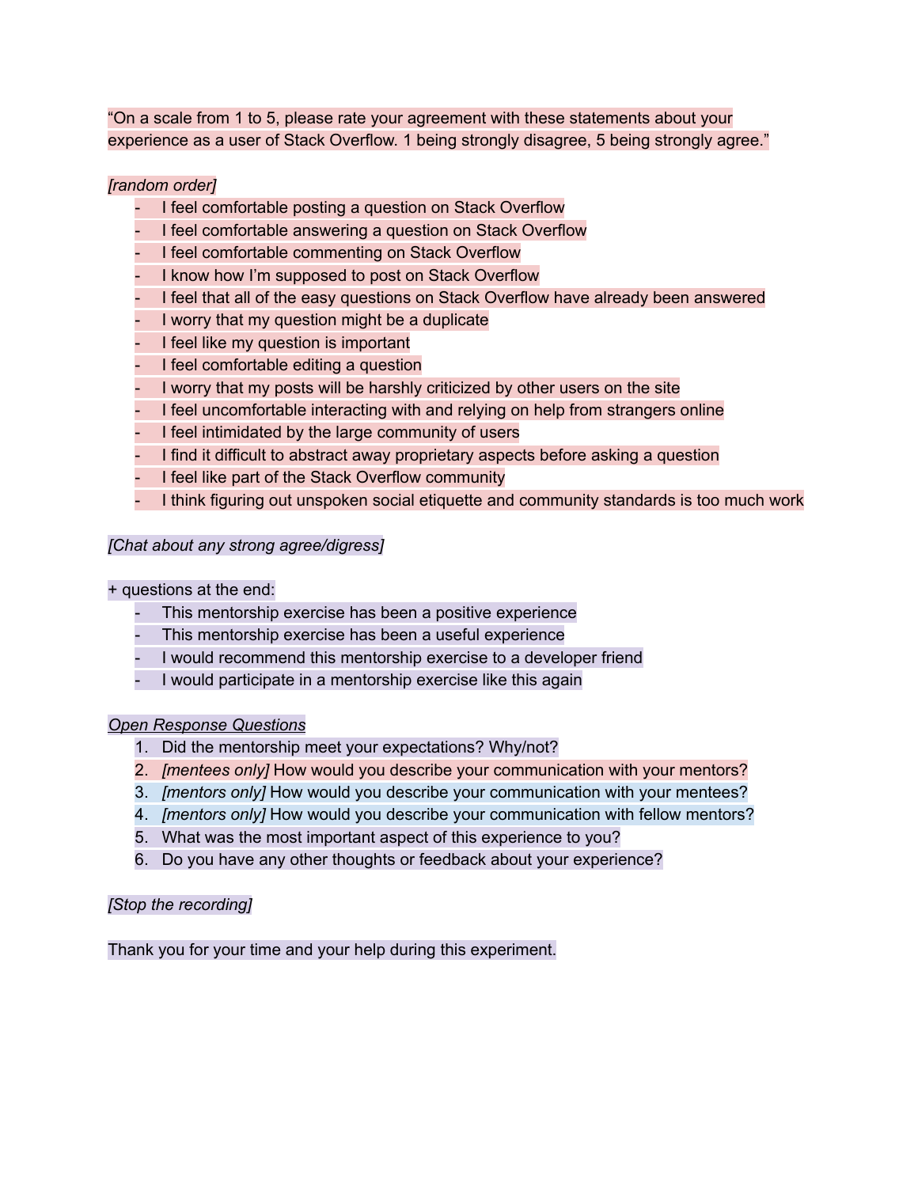“On a scale from 1 to 5, please rate your agreement with these statements about your experience as a user of Stack Overflow. 1 being strongly disagree, 5 being strongly agree.”

*[random order]*

- I feel comfortable posting a question on Stack Overflow
- I feel comfortable answering a question on Stack Overflow
- I feel comfortable commenting on Stack Overflow
- I know how I’m supposed to post on Stack Overflow
- I feel that all of the easy questions on Stack Overflow have already been answered
- I worry that my question might be a duplicate
- I feel like my question is important
- I feel comfortable editing a question
- I worry that my posts will be harshly criticized by other users on the site
- I feel uncomfortable interacting with and relying on help from strangers online
- I feel intimidated by the large community of users
- I find it difficult to abstract away proprietary aspects before asking a question
- I feel like part of the Stack Overflow community
- I think figuring out unspoken social etiquette and community standards is too much work

*[Chat about any strong agree/digress]*

+ questions at the end:

- This mentorship exercise has been a positive experience
- This mentorship exercise has been a useful experience
- I would recommend this mentorship exercise to a developer friend
- I would participate in a mentorship exercise like this again

*<u>Open Response Questions</u>*

1. Did the mentorship meet your expectations? Why/not?
2. *[mentees only]* How would you describe your communication with your mentors?
3. *[mentors only]* How would you describe your communication with your mentees?
4. *[mentors only]* How would you describe your communication with fellow mentors?
5. What was the most important aspect of this experience to you?
6. Do you have any other thoughts or feedback about your experience?

*[Stop the recording]*

Thank you for your time and your help during this experiment.